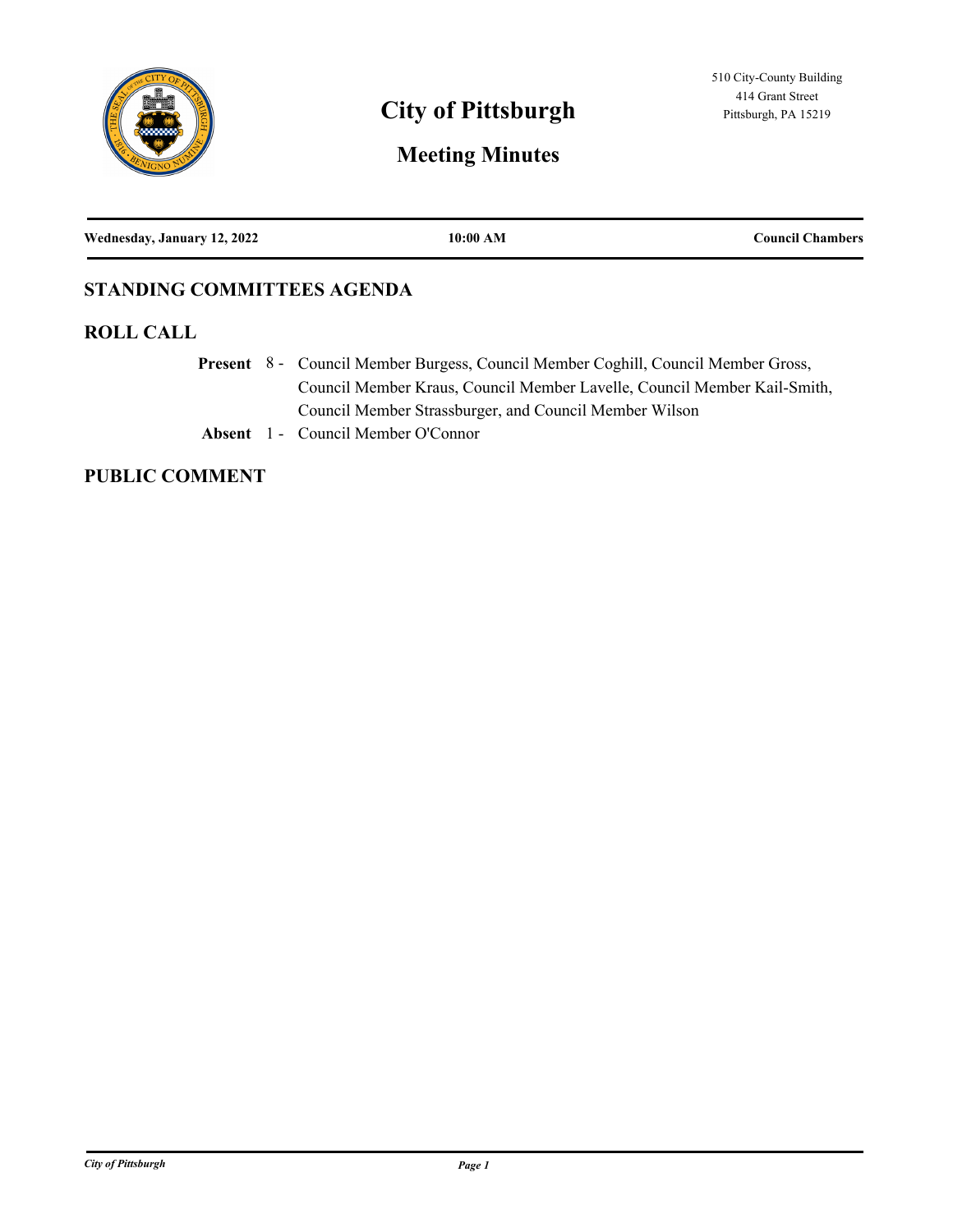# City of Pittsburgh

## Meeting Minutes

510 City-County Building
414 Grant Street
Pittsburgh, PA 15219

**Wednesday, January 12, 2022** | **10:00 AM** | **Council Chambers**

## STANDING COMMITTEES AGENDA

## ROLL CALL

**Present** 8 - Council Member Burgess, Council Member Coghill, Council Member Gross, Council Member Kraus, Council Member Lavelle, Council Member Kail-Smith, Council Member Strassburger, and Council Member Wilson

**Absent** 1 - Council Member O'Connor

## PUBLIC COMMENT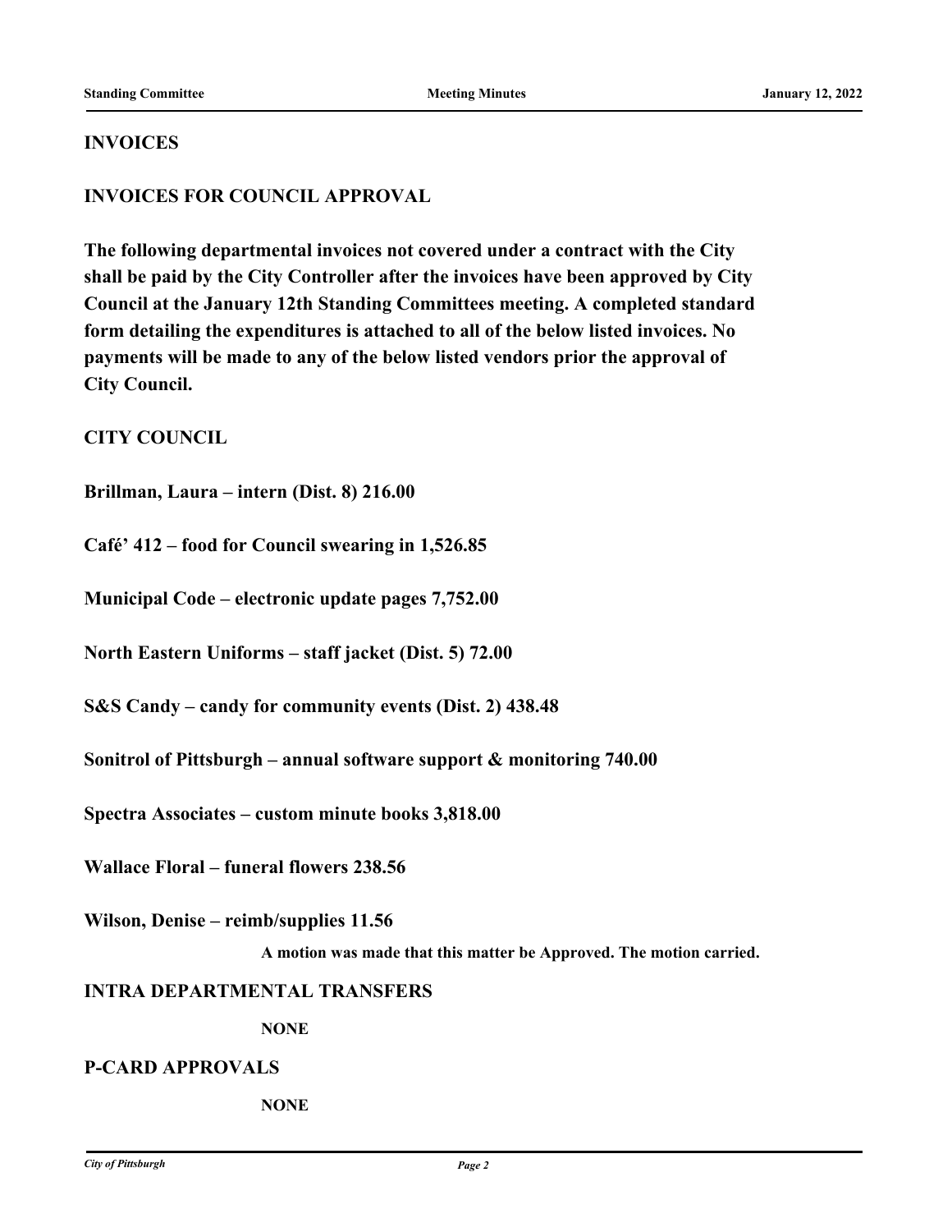## INVOICES

## INVOICES FOR COUNCIL APPROVAL

**The following departmental invoices not covered under a contract with the City shall be paid by the City Controller after the invoices have been approved by City Council at the January 12th Standing Committees meeting. A completed standard form detailing the expenditures is attached to all of the below listed invoices. No payments will be made to any of the below listed vendors prior the approval of City Council.**

## CITY COUNCIL

**Brillman, Laura – intern (Dist. 8) 216.00**

**Café' 412 – food for Council swearing in 1,526.85**

**Municipal Code – electronic update pages 7,752.00**

**North Eastern Uniforms – staff jacket (Dist. 5) 72.00**

**S&S Candy – candy for community events (Dist. 2) 438.48**

**Sonitrol of Pittsburgh – annual software support & monitoring 740.00**

**Spectra Associates – custom minute books 3,818.00**

**Wallace Floral – funeral flowers 238.56**

**Wilson, Denise – reimb/supplies 11.56**

**A motion was made that this matter be Approved. The motion carried.**

## INTRA DEPARTMENTAL TRANSFERS

**NONE**

## P-CARD APPROVALS

**NONE**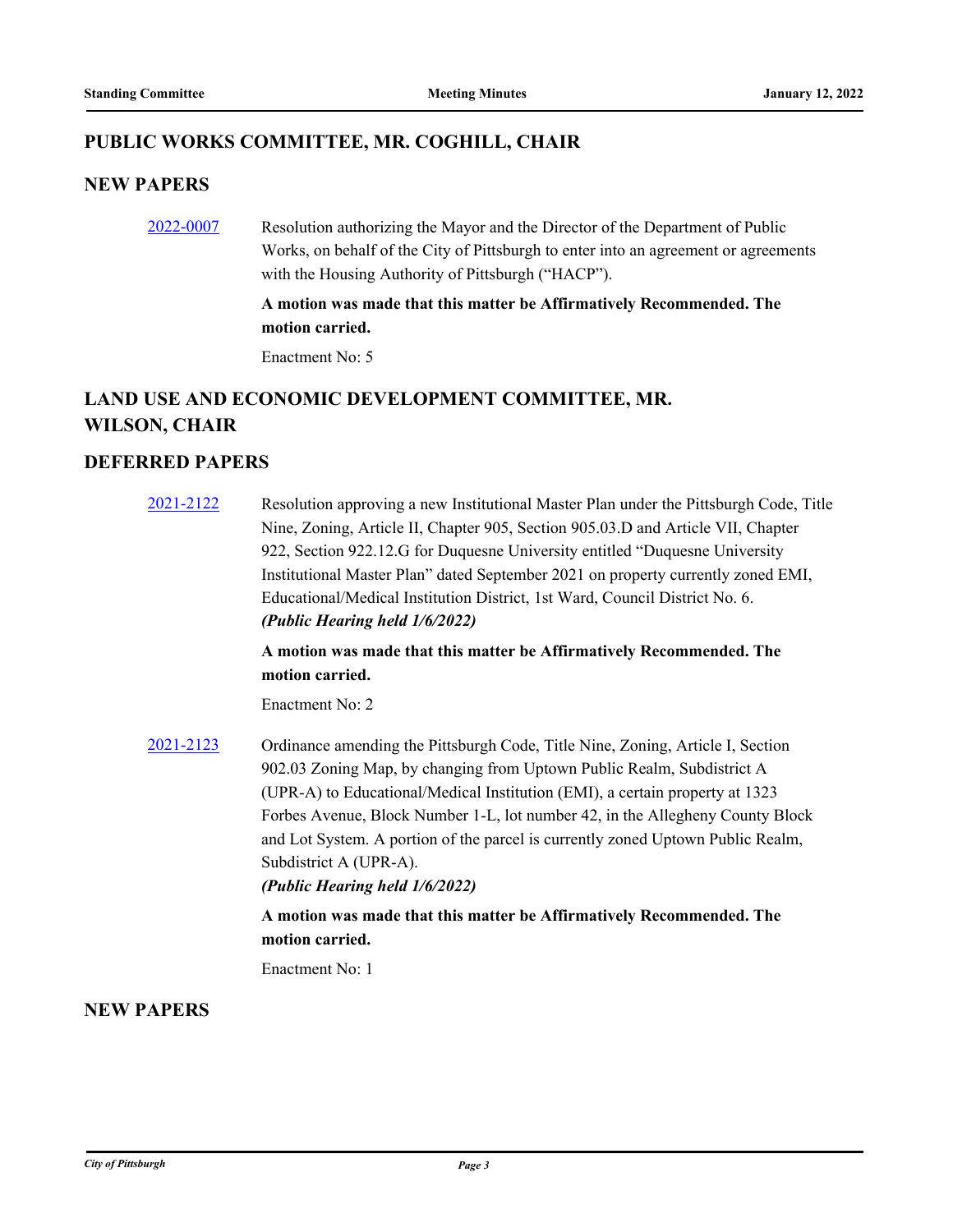## PUBLIC WORKS COMMITTEE, MR. COGHILL, CHAIR

### NEW PAPERS

[2022-0007] Resolution authorizing the Mayor and the Director of the Department of Public Works, on behalf of the City of Pittsburgh to enter into an agreement or agreements with the Housing Authority of Pittsburgh ("HACP").

**A motion was made that this matter be Affirmatively Recommended. The motion carried.**

Enactment No: 5

## LAND USE AND ECONOMIC DEVELOPMENT COMMITTEE, MR. WILSON, CHAIR

### DEFERRED PAPERS

[2021-2122] Resolution approving a new Institutional Master Plan under the Pittsburgh Code, Title Nine, Zoning, Article II, Chapter 905, Section 905.03.D and Article VII, Chapter 922, Section 922.12.G for Duquesne University entitled "Duquesne University Institutional Master Plan" dated September 2021 on property currently zoned EMI, Educational/Medical Institution District, 1st Ward, Council District No. 6.
***(Public Hearing held 1/6/2022)***

**A motion was made that this matter be Affirmatively Recommended. The motion carried.**

Enactment No: 2

[2021-2123] Ordinance amending the Pittsburgh Code, Title Nine, Zoning, Article I, Section 902.03 Zoning Map, by changing from Uptown Public Realm, Subdistrict A (UPR-A) to Educational/Medical Institution (EMI), a certain property at 1323 Forbes Avenue, Block Number 1-L, lot number 42, in the Allegheny County Block and Lot System. A portion of the parcel is currently zoned Uptown Public Realm, Subdistrict A (UPR-A).
***(Public Hearing held 1/6/2022)***

**A motion was made that this matter be Affirmatively Recommended. The motion carried.**

Enactment No: 1

### NEW PAPERS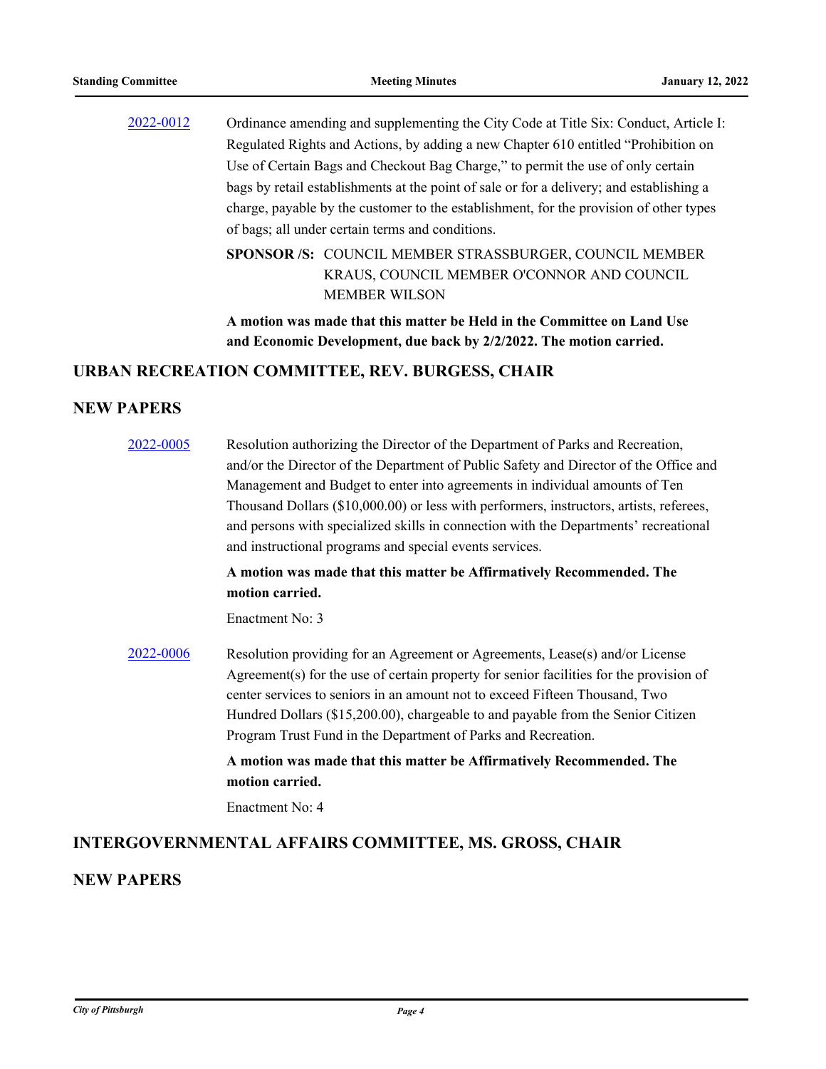[2022-0012](2022-0012) Ordinance amending and supplementing the City Code at Title Six: Conduct, Article I: Regulated Rights and Actions, by adding a new Chapter 610 entitled "Prohibition on Use of Certain Bags and Checkout Bag Charge," to permit the use of only certain bags by retail establishments at the point of sale or for a delivery; and establishing a charge, payable by the customer to the establishment, for the provision of other types of bags; all under certain terms and conditions.

**SPONSOR /S:** COUNCIL MEMBER STRASSBURGER, COUNCIL MEMBER KRAUS, COUNCIL MEMBER O'CONNOR AND COUNCIL MEMBER WILSON

**A motion was made that this matter be Held in the Committee on Land Use and Economic Development, due back by 2/2/2022. The motion carried.**

## URBAN RECREATION COMMITTEE, REV. BURGESS, CHAIR

## NEW PAPERS

2022-0005 Resolution authorizing the Director of the Department of Parks and Recreation, and/or the Director of the Department of Public Safety and Director of the Office and Management and Budget to enter into agreements in individual amounts of Ten Thousand Dollars ($10,000.00) or less with performers, instructors, artists, referees, and persons with specialized skills in connection with the Departments' recreational and instructional programs and special events services.

**A motion was made that this matter be Affirmatively Recommended. The motion carried.**

Enactment No: 3

2022-0006 Resolution providing for an Agreement or Agreements, Lease(s) and/or License Agreement(s) for the use of certain property for senior facilities for the provision of center services to seniors in an amount not to exceed Fifteen Thousand, Two Hundred Dollars ($15,200.00), chargeable to and payable from the Senior Citizen Program Trust Fund in the Department of Parks and Recreation.

**A motion was made that this matter be Affirmatively Recommended. The motion carried.**

Enactment No: 4

## INTERGOVERNMENTAL AFFAIRS COMMITTEE, MS. GROSS, CHAIR

## NEW PAPERS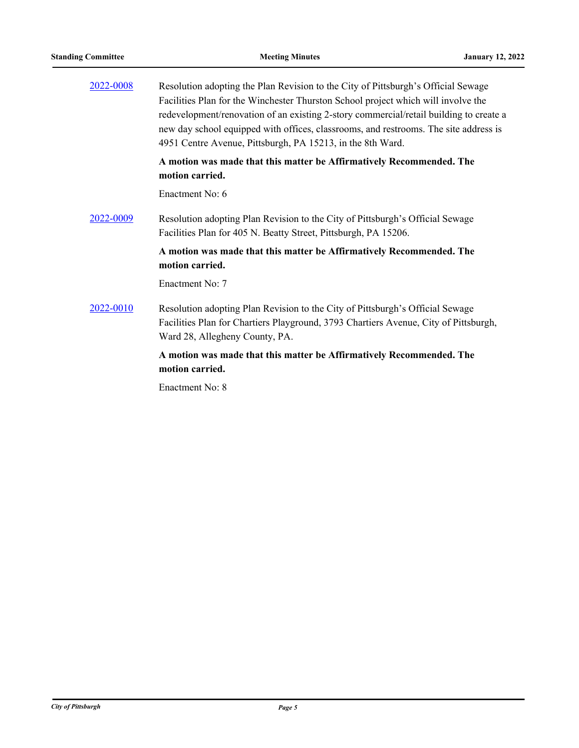2022-0008 Resolution adopting the Plan Revision to the City of Pittsburgh's Official Sewage Facilities Plan for the Winchester Thurston School project which will involve the redevelopment/renovation of an existing 2-story commercial/retail building to create a new day school equipped with offices, classrooms, and restrooms. The site address is 4951 Centre Avenue, Pittsburgh, PA 15213, in the 8th Ward.

**A motion was made that this matter be Affirmatively Recommended. The motion carried.**

Enactment No: 6

2022-0009 Resolution adopting Plan Revision to the City of Pittsburgh's Official Sewage Facilities Plan for 405 N. Beatty Street, Pittsburgh, PA 15206.

**A motion was made that this matter be Affirmatively Recommended. The motion carried.**

Enactment No: 7

2022-0010 Resolution adopting Plan Revision to the City of Pittsburgh's Official Sewage Facilities Plan for Chartiers Playground, 3793 Chartiers Avenue, City of Pittsburgh, Ward 28, Allegheny County, PA.

**A motion was made that this matter be Affirmatively Recommended. The motion carried.**

Enactment No: 8